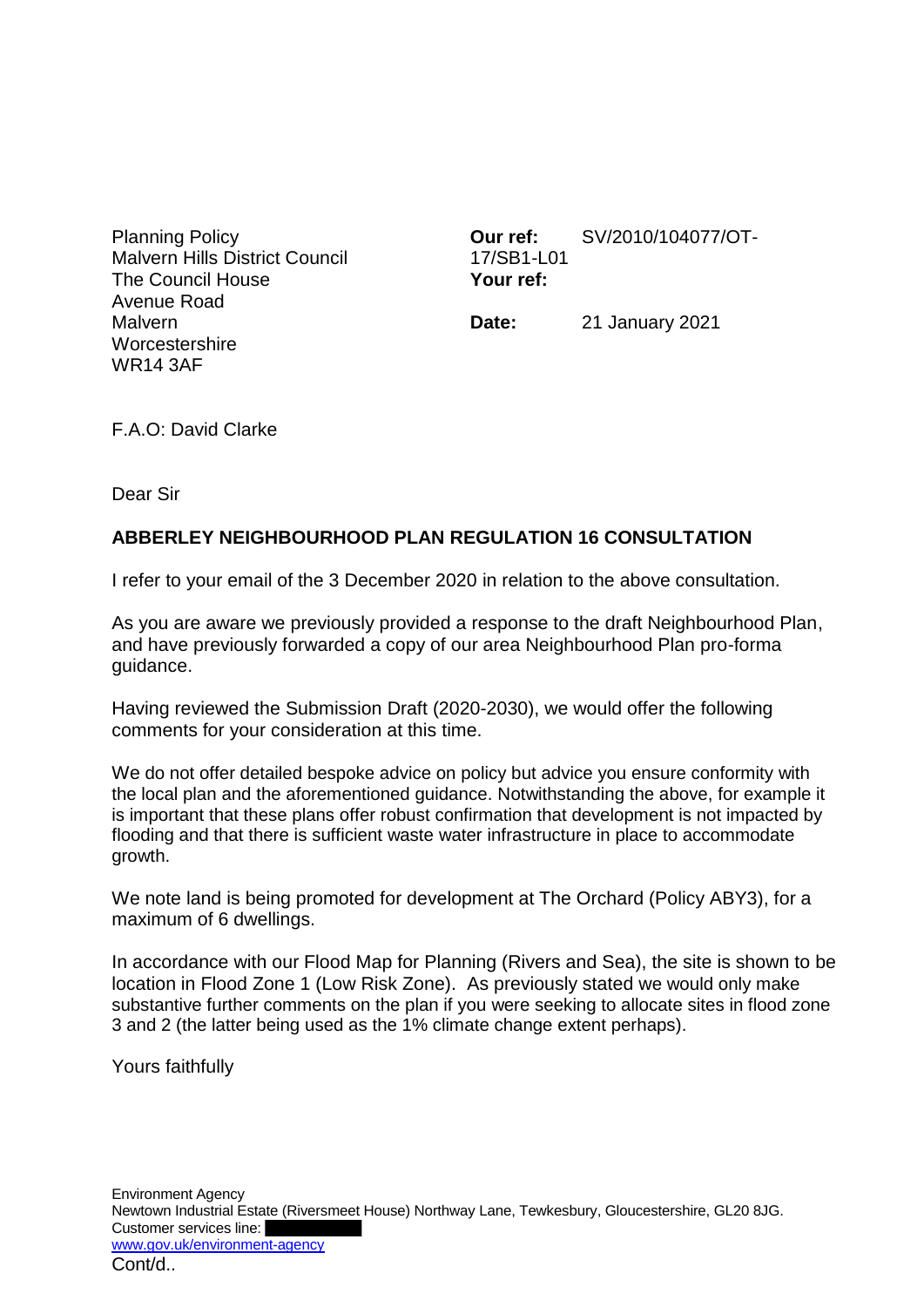Planning Policy
Malvern Hills District Council
The Council House
Avenue Road
Malvern
Worcestershire
WR14 3AF

**Our ref:** SV/2010/104077/OT-17/SB1-L01
**Your ref:**

**Date:** 21 January 2021

F.A.O: David Clarke

Dear Sir

**ABBERLEY NEIGHBOURHOOD PLAN REGULATION 16 CONSULTATION**

I refer to your email of the 3 December 2020 in relation to the above consultation.

As you are aware we previously provided a response to the draft Neighbourhood Plan, and have previously forwarded a copy of our area Neighbourhood Plan pro-forma guidance.

Having reviewed the Submission Draft (2020-2030), we would offer the following comments for your consideration at this time.

We do not offer detailed bespoke advice on policy but advice you ensure conformity with the local plan and the aforementioned guidance. Notwithstanding the above, for example it is important that these plans offer robust confirmation that development is not impacted by flooding and that there is sufficient waste water infrastructure in place to accommodate growth.

We note land is being promoted for development at The Orchard (Policy ABY3), for a maximum of 6 dwellings.

In accordance with our Flood Map for Planning (Rivers and Sea), the site is shown to be location in Flood Zone 1 (Low Risk Zone). As previously stated we would only make substantive further comments on the plan if you were seeking to allocate sites in flood zone 3 and 2 (the latter being used as the 1% climate change extent perhaps).

Yours faithfully

Environment Agency
Newtown Industrial Estate (Riversmeet House) Northway Lane, Tewkesbury, Gloucestershire, GL20 8JG.
Customer services line:
www.gov.uk/environment-agency
Cont/d..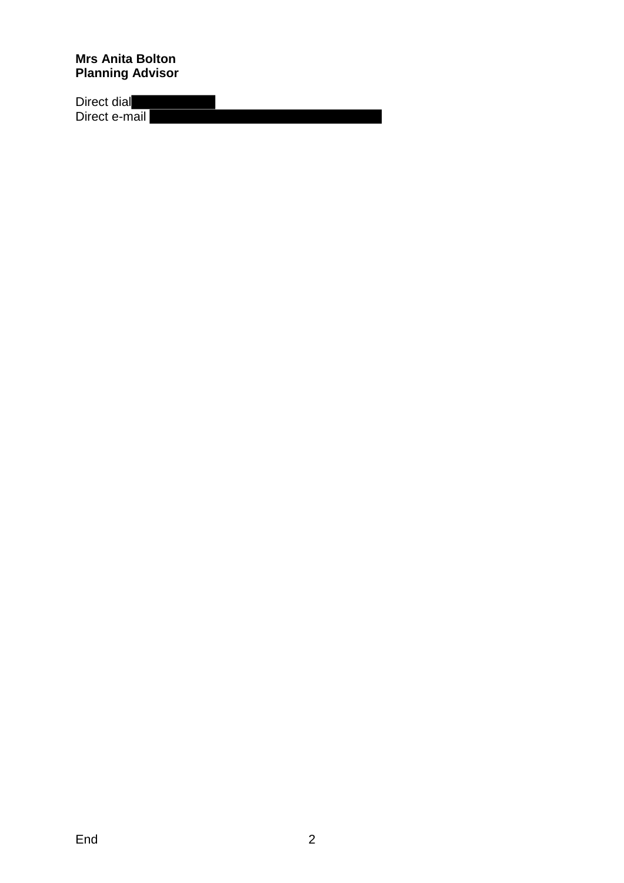**Mrs Anita Bolton**
**Planning Advisor**

Direct dial
Direct e-mail

End